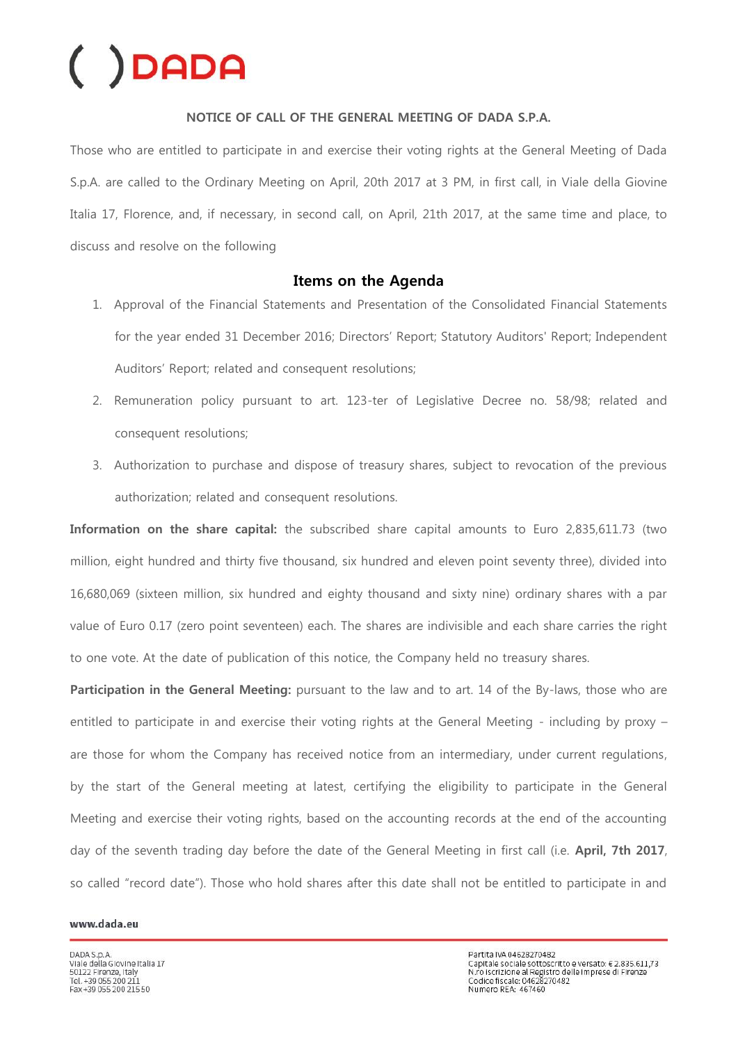**NOTICE OF CALL OF THE GENERAL MEETING OF DADA S.P.A.**

Those who are entitled to participate in and exercise their voting rights at the General Meeting of Dada S.p.A. are called to the Ordinary Meeting on April, 20th 2017 at 3 PM, in first call, in Viale della Giovine Italia 17, Florence, and, if necessary, in second call, on April, 21th 2017, at the same time and place, to discuss and resolve on the following

## Items on the Agenda

1. Approval of the Financial Statements and Presentation of the Consolidated Financial Statements for the year ended 31 December 2016; Directors' Report; Statutory Auditors' Report; Independent Auditors' Report; related and consequent resolutions;
2. Remuneration policy pursuant to art. 123-ter of Legislative Decree no. 58/98; related and consequent resolutions;
3. Authorization to purchase and dispose of treasury shares, subject to revocation of the previous authorization; related and consequent resolutions.

**Information on the share capital:** the subscribed share capital amounts to Euro 2,835,611.73 (two million, eight hundred and thirty five thousand, six hundred and eleven point seventy three), divided into 16,680,069 (sixteen million, six hundred and eighty thousand and sixty nine) ordinary shares with a par value of Euro 0.17 (zero point seventeen) each. The shares are indivisible and each share carries the right to one vote. At the date of publication of this notice, the Company held no treasury shares.

**Participation in the General Meeting:** pursuant to the law and to art. 14 of the By-laws, those who are entitled to participate in and exercise their voting rights at the General Meeting - including by proxy – are those for whom the Company has received notice from an intermediary, under current regulations, by the start of the General meeting at latest, certifying the eligibility to participate in the General Meeting and exercise their voting rights, based on the accounting records at the end of the accounting day of the seventh trading day before the date of the General Meeting in first call (i.e. **April, 7th 2017**, so called "record date"). Those who hold shares after this date shall not be entitled to participate in and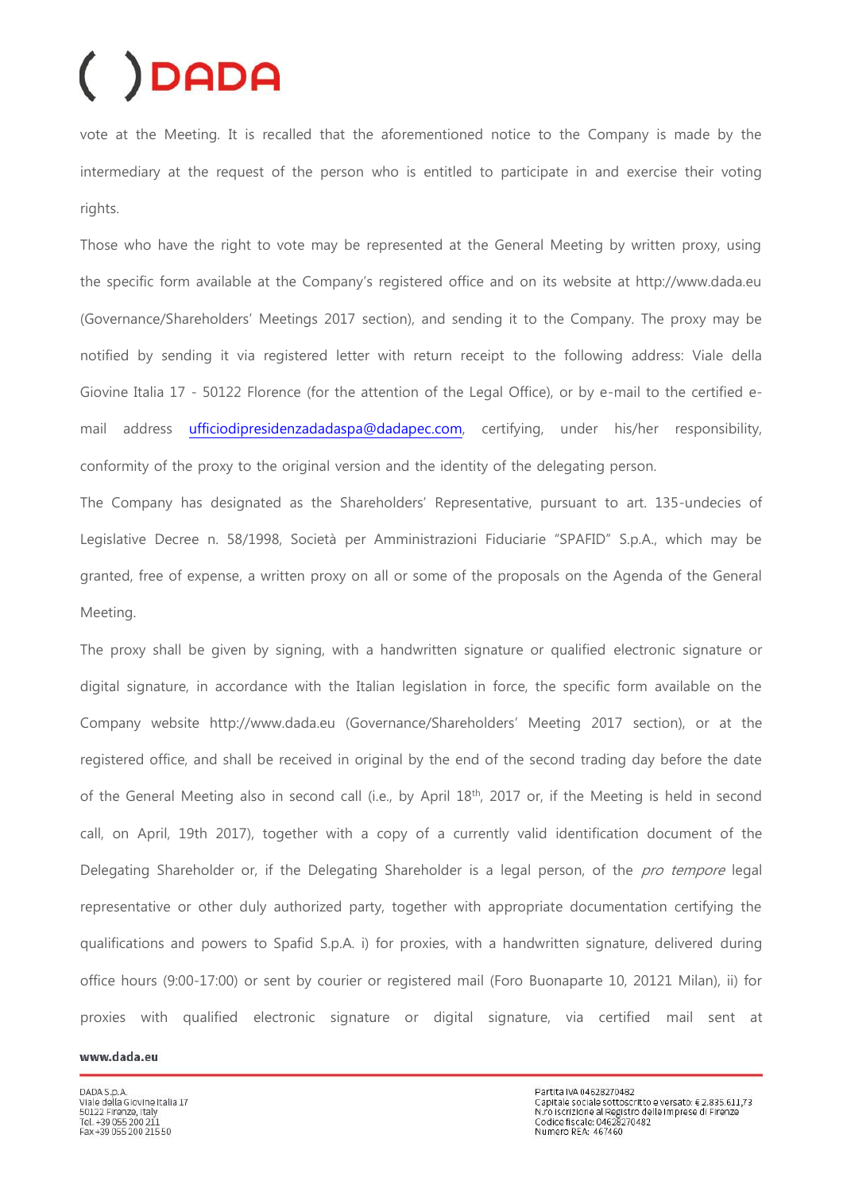vote at the Meeting. It is recalled that the aforementioned notice to the Company is made by the intermediary at the request of the person who is entitled to participate in and exercise their voting rights.

Those who have the right to vote may be represented at the General Meeting by written proxy, using the specific form available at the Company's registered office and on its website at http://www.dada.eu (Governance/Shareholders' Meetings 2017 section), and sending it to the Company. The proxy may be notified by sending it via registered letter with return receipt to the following address: Viale della Giovine Italia 17 - 50122 Florence (for the attention of the Legal Office), or by e-mail to the certified e-mail address ufficiodipresidenzadadaspa@dadapec.com, certifying, under his/her responsibility, conformity of the proxy to the original version and the identity of the delegating person.

The Company has designated as the Shareholders' Representative, pursuant to art. 135-undecies of Legislative Decree n. 58/1998, Società per Amministrazioni Fiduciarie "SPAFID" S.p.A., which may be granted, free of expense, a written proxy on all or some of the proposals on the Agenda of the General Meeting.

The proxy shall be given by signing, with a handwritten signature or qualified electronic signature or digital signature, in accordance with the Italian legislation in force, the specific form available on the Company website http://www.dada.eu (Governance/Shareholders' Meeting 2017 section), or at the registered office, and shall be received in original by the end of the second trading day before the date of the General Meeting also in second call (i.e., by April 18th, 2017 or, if the Meeting is held in second call, on April, 19th 2017), together with a copy of a currently valid identification document of the Delegating Shareholder or, if the Delegating Shareholder is a legal person, of the *pro tempore* legal representative or other duly authorized party, together with appropriate documentation certifying the qualifications and powers to Spafid S.p.A. i) for proxies, with a handwritten signature, delivered during office hours (9:00-17:00) or sent by courier or registered mail (Foro Buonaparte 10, 20121 Milan), ii) for proxies with qualified electronic signature or digital signature, via certified mail sent at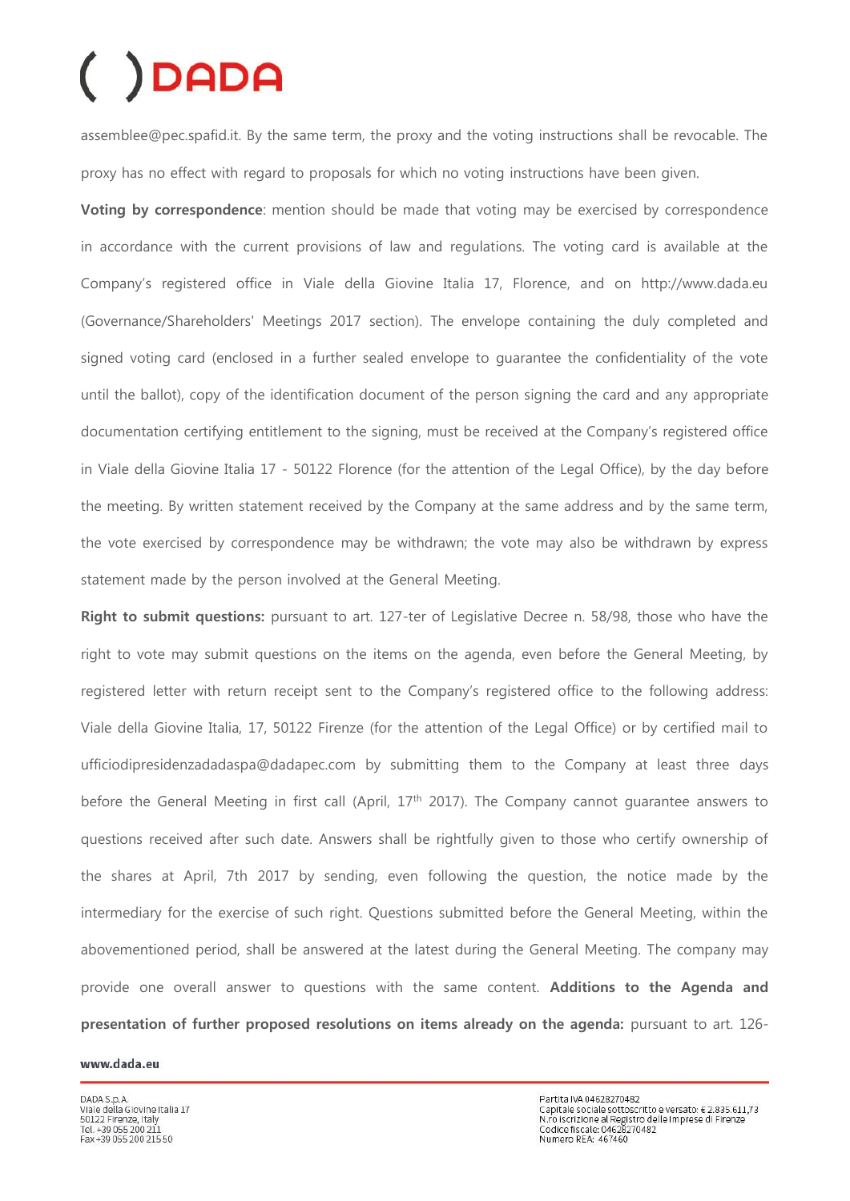assemblee@pec.spafid.it. By the same term, the proxy and the voting instructions shall be revocable. The proxy has no effect with regard to proposals for which no voting instructions have been given.

**Voting by correspondence**: mention should be made that voting may be exercised by correspondence in accordance with the current provisions of law and regulations. The voting card is available at the Company's registered office in Viale della Giovine Italia 17, Florence, and on http://www.dada.eu (Governance/Shareholders' Meetings 2017 section). The envelope containing the duly completed and signed voting card (enclosed in a further sealed envelope to guarantee the confidentiality of the vote until the ballot), copy of the identification document of the person signing the card and any appropriate documentation certifying entitlement to the signing, must be received at the Company's registered office in Viale della Giovine Italia 17 - 50122 Florence (for the attention of the Legal Office), by the day before the meeting. By written statement received by the Company at the same address and by the same term, the vote exercised by correspondence may be withdrawn; the vote may also be withdrawn by express statement made by the person involved at the General Meeting.

**Right to submit questions:** pursuant to art. 127-ter of Legislative Decree n. 58/98, those who have the right to vote may submit questions on the items on the agenda, even before the General Meeting, by registered letter with return receipt sent to the Company's registered office to the following address: Viale della Giovine Italia, 17, 50122 Firenze (for the attention of the Legal Office) or by certified mail to ufficiodipresidenzadadaspa@dadapec.com by submitting them to the Company at least three days before the General Meeting in first call (April, 17th 2017). The Company cannot guarantee answers to questions received after such date. Answers shall be rightfully given to those who certify ownership of the shares at April, 7th 2017 by sending, even following the question, the notice made by the intermediary for the exercise of such right. Questions submitted before the General Meeting, within the abovementioned period, shall be answered at the latest during the General Meeting. The company may provide one overall answer to questions with the same content. **Additions to the Agenda and presentation of further proposed resolutions on items already on the agenda:** pursuant to art. 126-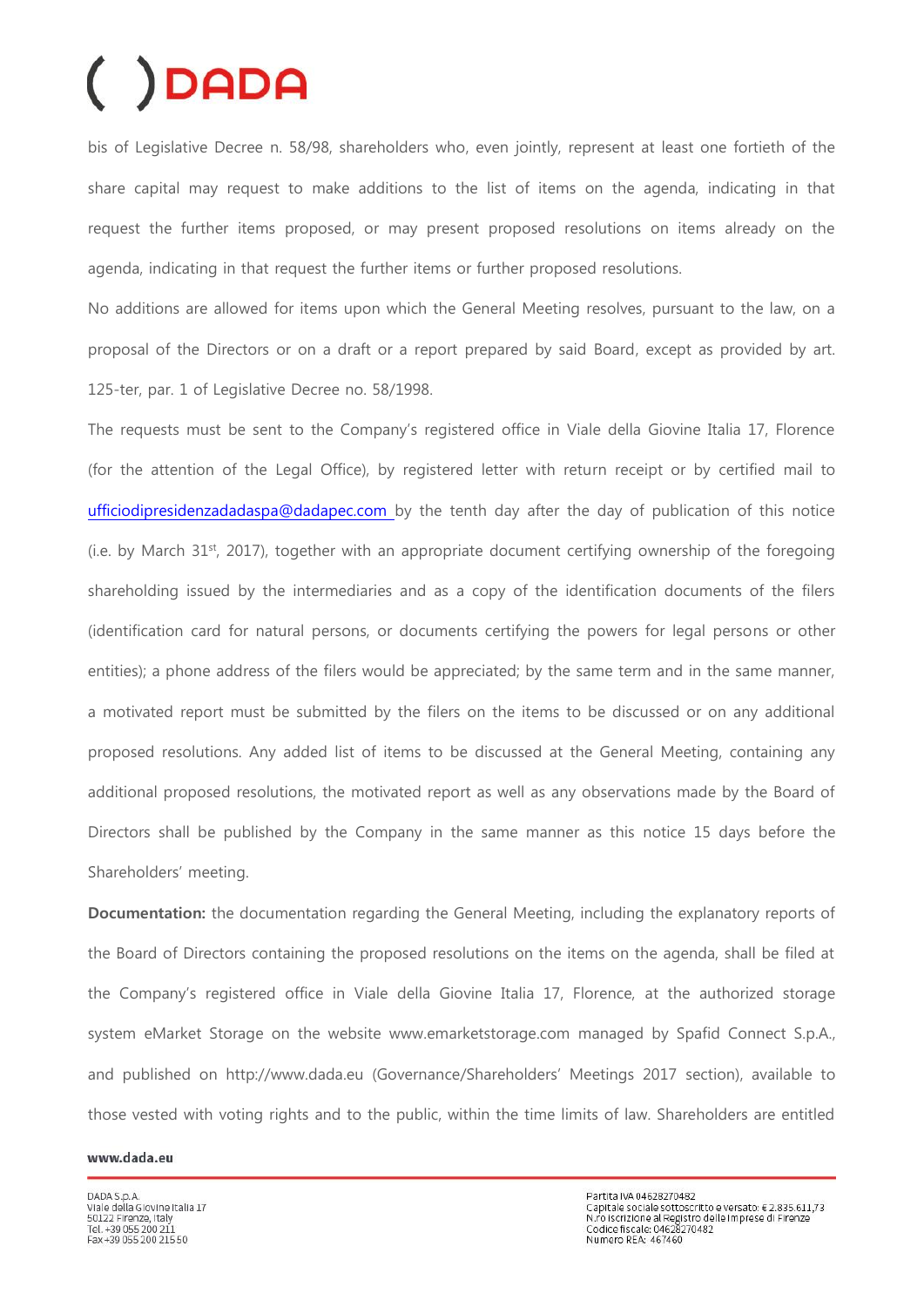bis of Legislative Decree n. 58/98, shareholders who, even jointly, represent at least one fortieth of the share capital may request to make additions to the list of items on the agenda, indicating in that request the further items proposed, or may present proposed resolutions on items already on the agenda, indicating in that request the further items or further proposed resolutions.

No additions are allowed for items upon which the General Meeting resolves, pursuant to the law, on a proposal of the Directors or on a draft or a report prepared by said Board, except as provided by art. 125-ter, par. 1 of Legislative Decree no. 58/1998.

The requests must be sent to the Company's registered office in Viale della Giovine Italia 17, Florence (for the attention of the Legal Office), by registered letter with return receipt or by certified mail to ufficiodipresidenzadadaspa@dadapec.com by the tenth day after the day of publication of this notice (i.e. by March 31st, 2017), together with an appropriate document certifying ownership of the foregoing shareholding issued by the intermediaries and as a copy of the identification documents of the filers (identification card for natural persons, or documents certifying the powers for legal persons or other entities); a phone address of the filers would be appreciated; by the same term and in the same manner, a motivated report must be submitted by the filers on the items to be discussed or on any additional proposed resolutions. Any added list of items to be discussed at the General Meeting, containing any additional proposed resolutions, the motivated report as well as any observations made by the Board of Directors shall be published by the Company in the same manner as this notice 15 days before the Shareholders' meeting.

**Documentation:** the documentation regarding the General Meeting, including the explanatory reports of the Board of Directors containing the proposed resolutions on the items on the agenda, shall be filed at the Company's registered office in Viale della Giovine Italia 17, Florence, at the authorized storage system eMarket Storage on the website www.emarketstorage.com managed by Spafid Connect S.p.A., and published on http://www.dada.eu (Governance/Shareholders' Meetings 2017 section), available to those vested with voting rights and to the public, within the time limits of law. Shareholders are entitled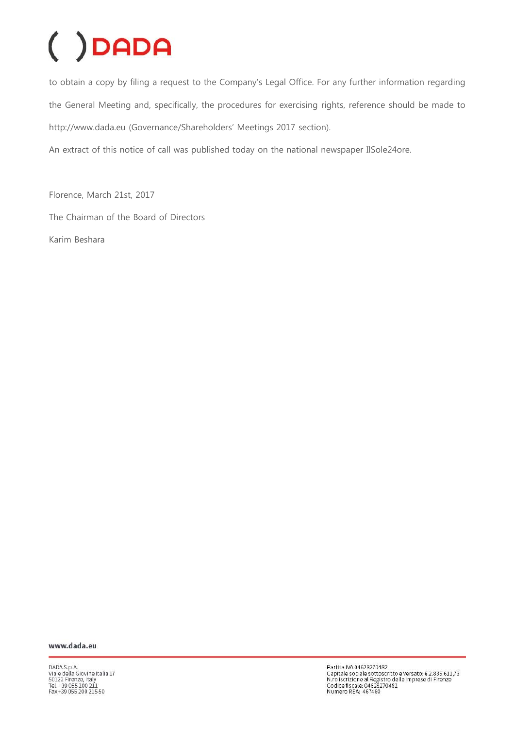to obtain a copy by filing a request to the Company's Legal Office. For any further information regarding the General Meeting and, specifically, the procedures for exercising rights, reference should be made to http://www.dada.eu (Governance/Shareholders' Meetings 2017 section).

An extract of this notice of call was published today on the national newspaper IlSole24ore.

Florence, March 21st, 2017

The Chairman of the Board of Directors

Karim Beshara